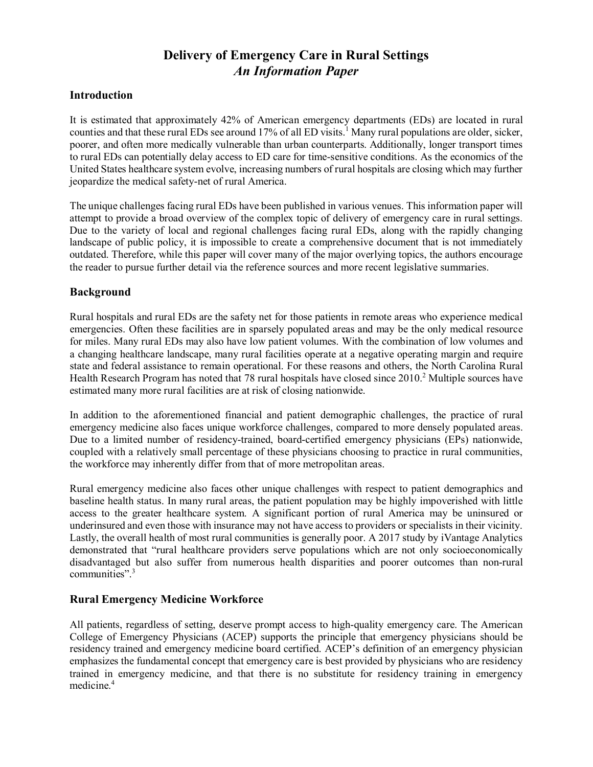# Delivery of Emergency Care in Rural Settings
## *An Information Paper*

### Introduction

It is estimated that approximately 42% of American emergency departments (EDs) are located in rural counties and that these rural EDs see around 17% of all ED visits.[1] Many rural populations are older, sicker, poorer, and often more medically vulnerable than urban counterparts. Additionally, longer transport times to rural EDs can potentially delay access to ED care for time-sensitive conditions. As the economics of the United States healthcare system evolve, increasing numbers of rural hospitals are closing which may further jeopardize the medical safety-net of rural America.

The unique challenges facing rural EDs have been published in various venues. This information paper will attempt to provide a broad overview of the complex topic of delivery of emergency care in rural settings. Due to the variety of local and regional challenges facing rural EDs, along with the rapidly changing landscape of public policy, it is impossible to create a comprehensive document that is not immediately outdated. Therefore, while this paper will cover many of the major overlying topics, the authors encourage the reader to pursue further detail via the reference sources and more recent legislative summaries.

### Background

Rural hospitals and rural EDs are the safety net for those patients in remote areas who experience medical emergencies. Often these facilities are in sparsely populated areas and may be the only medical resource for miles. Many rural EDs may also have low patient volumes. With the combination of low volumes and a changing healthcare landscape, many rural facilities operate at a negative operating margin and require state and federal assistance to remain operational. For these reasons and others, the North Carolina Rural Health Research Program has noted that 78 rural hospitals have closed since 2010.[2] Multiple sources have estimated many more rural facilities are at risk of closing nationwide.

In addition to the aforementioned financial and patient demographic challenges, the practice of rural emergency medicine also faces unique workforce challenges, compared to more densely populated areas. Due to a limited number of residency-trained, board-certified emergency physicians (EPs) nationwide, coupled with a relatively small percentage of these physicians choosing to practice in rural communities, the workforce may inherently differ from that of more metropolitan areas.

Rural emergency medicine also faces other unique challenges with respect to patient demographics and baseline health status. In many rural areas, the patient population may be highly impoverished with little access to the greater healthcare system. A significant portion of rural America may be uninsured or underinsured and even those with insurance may not have access to providers or specialists in their vicinity. Lastly, the overall health of most rural communities is generally poor. A 2017 study by iVantage Analytics demonstrated that "rural healthcare providers serve populations which are not only socioeconomically disadvantaged but also suffer from numerous health disparities and poorer outcomes than non-rural communities".[3]

### Rural Emergency Medicine Workforce

All patients, regardless of setting, deserve prompt access to high-quality emergency care. The American College of Emergency Physicians (ACEP) supports the principle that emergency physicians should be residency trained and emergency medicine board certified. ACEP's definition of an emergency physician emphasizes the fundamental concept that emergency care is best provided by physicians who are residency trained in emergency medicine, and that there is no substitute for residency training in emergency medicine.[4]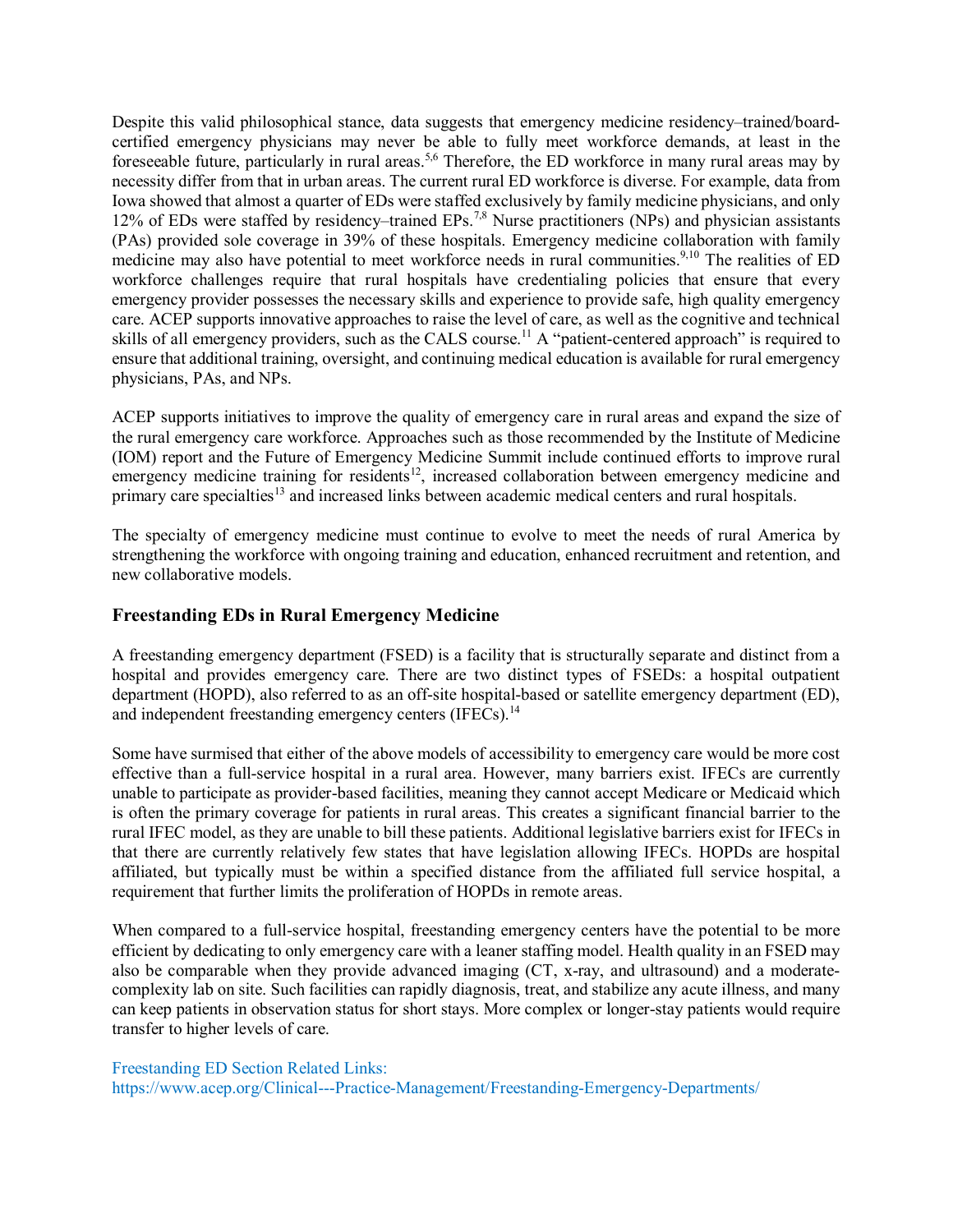Despite this valid philosophical stance, data suggests that emergency medicine residency–trained/board-certified emergency physicians may never be able to fully meet workforce demands, at least in the foreseeable future, particularly in rural areas.[5,6] Therefore, the ED workforce in many rural areas may by necessity differ from that in urban areas. The current rural ED workforce is diverse. For example, data from Iowa showed that almost a quarter of EDs were staffed exclusively by family medicine physicians, and only 12% of EDs were staffed by residency–trained EPs.[7,8] Nurse practitioners (NPs) and physician assistants (PAs) provided sole coverage in 39% of these hospitals. Emergency medicine collaboration with family medicine may also have potential to meet workforce needs in rural communities.[9,10] The realities of ED workforce challenges require that rural hospitals have credentialing policies that ensure that every emergency provider possesses the necessary skills and experience to provide safe, high quality emergency care. ACEP supports innovative approaches to raise the level of care, as well as the cognitive and technical skills of all emergency providers, such as the CALS course.[11] A "patient-centered approach" is required to ensure that additional training, oversight, and continuing medical education is available for rural emergency physicians, PAs, and NPs.

ACEP supports initiatives to improve the quality of emergency care in rural areas and expand the size of the rural emergency care workforce. Approaches such as those recommended by the Institute of Medicine (IOM) report and the Future of Emergency Medicine Summit include continued efforts to improve rural emergency medicine training for residents[12], increased collaboration between emergency medicine and primary care specialties[13] and increased links between academic medical centers and rural hospitals.

The specialty of emergency medicine must continue to evolve to meet the needs of rural America by strengthening the workforce with ongoing training and education, enhanced recruitment and retention, and new collaborative models.

### Freestanding EDs in Rural Emergency Medicine

A freestanding emergency department (FSED) is a facility that is structurally separate and distinct from a hospital and provides emergency care. There are two distinct types of FSEDs: a hospital outpatient department (HOPD), also referred to as an off-site hospital-based or satellite emergency department (ED), and independent freestanding emergency centers (IFECs).[14]

Some have surmised that either of the above models of accessibility to emergency care would be more cost effective than a full-service hospital in a rural area. However, many barriers exist. IFECs are currently unable to participate as provider-based facilities, meaning they cannot accept Medicare or Medicaid which is often the primary coverage for patients in rural areas. This creates a significant financial barrier to the rural IFEC model, as they are unable to bill these patients. Additional legislative barriers exist for IFECs in that there are currently relatively few states that have legislation allowing IFECs. HOPDs are hospital affiliated, but typically must be within a specified distance from the affiliated full service hospital, a requirement that further limits the proliferation of HOPDs in remote areas.

When compared to a full-service hospital, freestanding emergency centers have the potential to be more efficient by dedicating to only emergency care with a leaner staffing model. Health quality in an FSED may also be comparable when they provide advanced imaging (CT, x-ray, and ultrasound) and a moderate-complexity lab on site. Such facilities can rapidly diagnosis, treat, and stabilize any acute illness, and many can keep patients in observation status for short stays. More complex or longer-stay patients would require transfer to higher levels of care.

Freestanding ED Section Related Links:
https://www.acep.org/Clinical---Practice-Management/Freestanding-Emergency-Departments/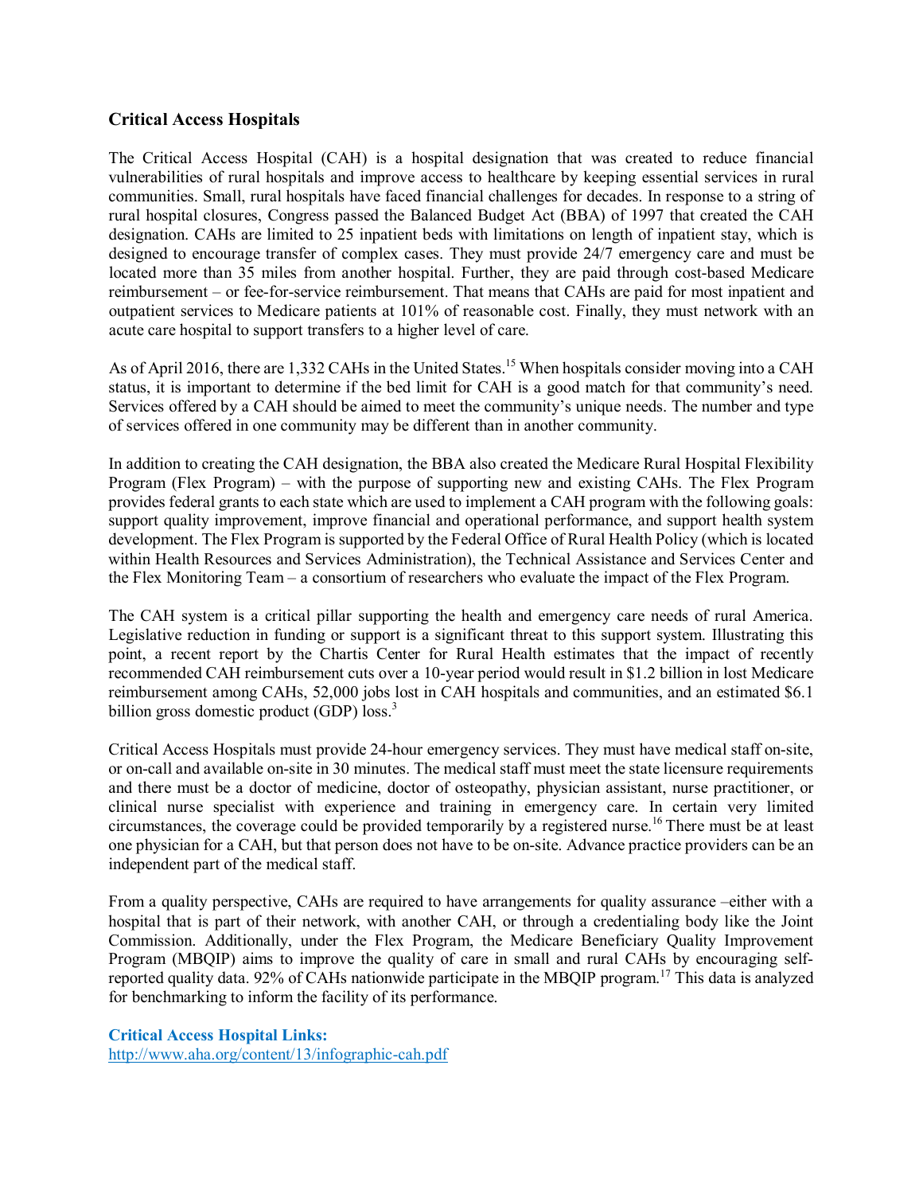## Critical Access Hospitals

The Critical Access Hospital (CAH) is a hospital designation that was created to reduce financial vulnerabilities of rural hospitals and improve access to healthcare by keeping essential services in rural communities. Small, rural hospitals have faced financial challenges for decades. In response to a string of rural hospital closures, Congress passed the Balanced Budget Act (BBA) of 1997 that created the CAH designation. CAHs are limited to 25 inpatient beds with limitations on length of inpatient stay, which is designed to encourage transfer of complex cases. They must provide 24/7 emergency care and must be located more than 35 miles from another hospital. Further, they are paid through cost-based Medicare reimbursement – or fee-for-service reimbursement. That means that CAHs are paid for most inpatient and outpatient services to Medicare patients at 101% of reasonable cost. Finally, they must network with an acute care hospital to support transfers to a higher level of care.

As of April 2016, there are 1,332 CAHs in the United States.[15] When hospitals consider moving into a CAH status, it is important to determine if the bed limit for CAH is a good match for that community's need. Services offered by a CAH should be aimed to meet the community's unique needs. The number and type of services offered in one community may be different than in another community.

In addition to creating the CAH designation, the BBA also created the Medicare Rural Hospital Flexibility Program (Flex Program) – with the purpose of supporting new and existing CAHs. The Flex Program provides federal grants to each state which are used to implement a CAH program with the following goals: support quality improvement, improve financial and operational performance, and support health system development. The Flex Program is supported by the Federal Office of Rural Health Policy (which is located within Health Resources and Services Administration), the Technical Assistance and Services Center and the Flex Monitoring Team – a consortium of researchers who evaluate the impact of the Flex Program.

The CAH system is a critical pillar supporting the health and emergency care needs of rural America. Legislative reduction in funding or support is a significant threat to this support system. Illustrating this point, a recent report by the Chartis Center for Rural Health estimates that the impact of recently recommended CAH reimbursement cuts over a 10-year period would result in $1.2 billion in lost Medicare reimbursement among CAHs, 52,000 jobs lost in CAH hospitals and communities, and an estimated $6.1 billion gross domestic product (GDP) loss.[3]

Critical Access Hospitals must provide 24-hour emergency services. They must have medical staff on-site, or on-call and available on-site in 30 minutes. The medical staff must meet the state licensure requirements and there must be a doctor of medicine, doctor of osteopathy, physician assistant, nurse practitioner, or clinical nurse specialist with experience and training in emergency care. In certain very limited circumstances, the coverage could be provided temporarily by a registered nurse.[16] There must be at least one physician for a CAH, but that person does not have to be on-site. Advance practice providers can be an independent part of the medical staff.

From a quality perspective, CAHs are required to have arrangements for quality assurance –either with a hospital that is part of their network, with another CAH, or through a credentialing body like the Joint Commission. Additionally, under the Flex Program, the Medicare Beneficiary Quality Improvement Program (MBQIP) aims to improve the quality of care in small and rural CAHs by encouraging self-reported quality data. 92% of CAHs nationwide participate in the MBQIP program.[17] This data is analyzed for benchmarking to inform the facility of its performance.

**Critical Access Hospital Links:**
http://www.aha.org/content/13/infographic-cah.pdf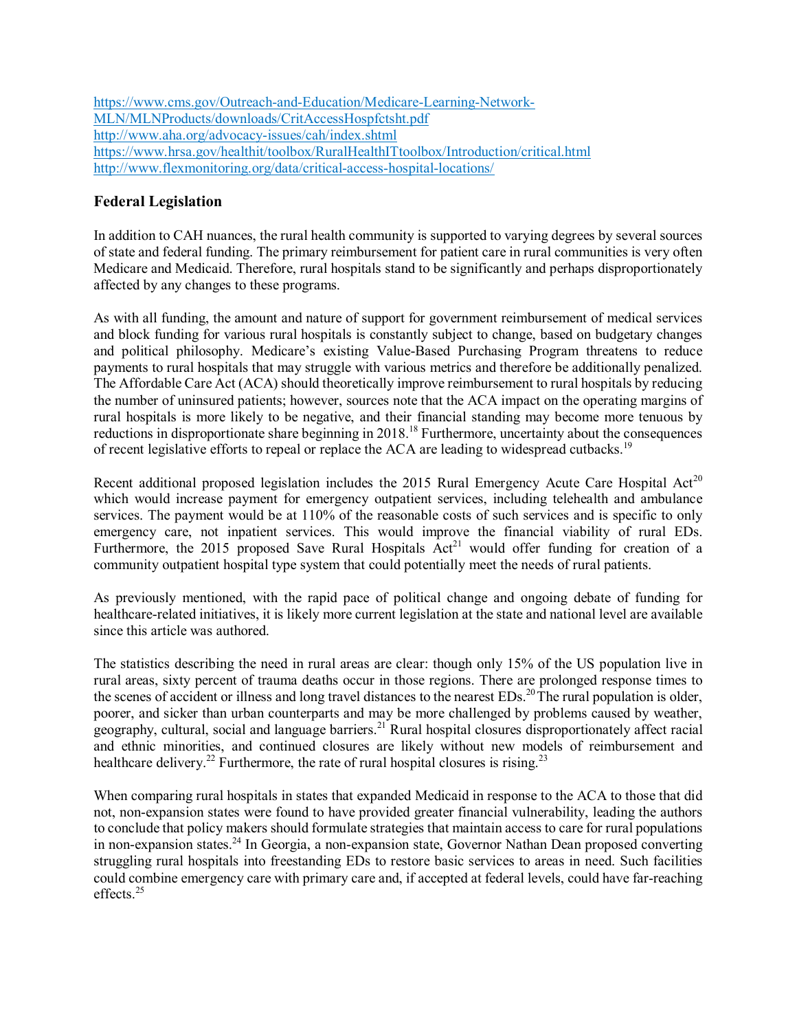https://www.cms.gov/Outreach-and-Education/Medicare-Learning-Network-MLN/MLNProducts/downloads/CritAccessHospfctsht.pdf
http://www.aha.org/advocacy-issues/cah/index.shtml
https://www.hrsa.gov/healthit/toolbox/RuralHealthITtoolbox/Introduction/critical.html
http://www.flexmonitoring.org/data/critical-access-hospital-locations/

### Federal Legislation

In addition to CAH nuances, the rural health community is supported to varying degrees by several sources of state and federal funding. The primary reimbursement for patient care in rural communities is very often Medicare and Medicaid. Therefore, rural hospitals stand to be significantly and perhaps disproportionately affected by any changes to these programs.

As with all funding, the amount and nature of support for government reimbursement of medical services and block funding for various rural hospitals is constantly subject to change, based on budgetary changes and political philosophy. Medicare's existing Value-Based Purchasing Program threatens to reduce payments to rural hospitals that may struggle with various metrics and therefore be additionally penalized. The Affordable Care Act (ACA) should theoretically improve reimbursement to rural hospitals by reducing the number of uninsured patients; however, sources note that the ACA impact on the operating margins of rural hospitals is more likely to be negative, and their financial standing may become more tenuous by reductions in disproportionate share beginning in 2018.[18] Furthermore, uncertainty about the consequences of recent legislative efforts to repeal or replace the ACA are leading to widespread cutbacks.[19]

Recent additional proposed legislation includes the 2015 Rural Emergency Acute Care Hospital Act[20] which would increase payment for emergency outpatient services, including telehealth and ambulance services. The payment would be at 110% of the reasonable costs of such services and is specific to only emergency care, not inpatient services. This would improve the financial viability of rural EDs. Furthermore, the 2015 proposed Save Rural Hospitals Act[21] would offer funding for creation of a community outpatient hospital type system that could potentially meet the needs of rural patients.

As previously mentioned, with the rapid pace of political change and ongoing debate of funding for healthcare-related initiatives, it is likely more current legislation at the state and national level are available since this article was authored.

The statistics describing the need in rural areas are clear: though only 15% of the US population live in rural areas, sixty percent of trauma deaths occur in those regions. There are prolonged response times to the scenes of accident or illness and long travel distances to the nearest EDs.[20] The rural population is older, poorer, and sicker than urban counterparts and may be more challenged by problems caused by weather, geography, cultural, social and language barriers.[21] Rural hospital closures disproportionately affect racial and ethnic minorities, and continued closures are likely without new models of reimbursement and healthcare delivery.[22] Furthermore, the rate of rural hospital closures is rising.[23]

When comparing rural hospitals in states that expanded Medicaid in response to the ACA to those that did not, non-expansion states were found to have provided greater financial vulnerability, leading the authors to conclude that policy makers should formulate strategies that maintain access to care for rural populations in non-expansion states.[24] In Georgia, a non-expansion state, Governor Nathan Dean proposed converting struggling rural hospitals into freestanding EDs to restore basic services to areas in need. Such facilities could combine emergency care with primary care and, if accepted at federal levels, could have far-reaching effects.[25]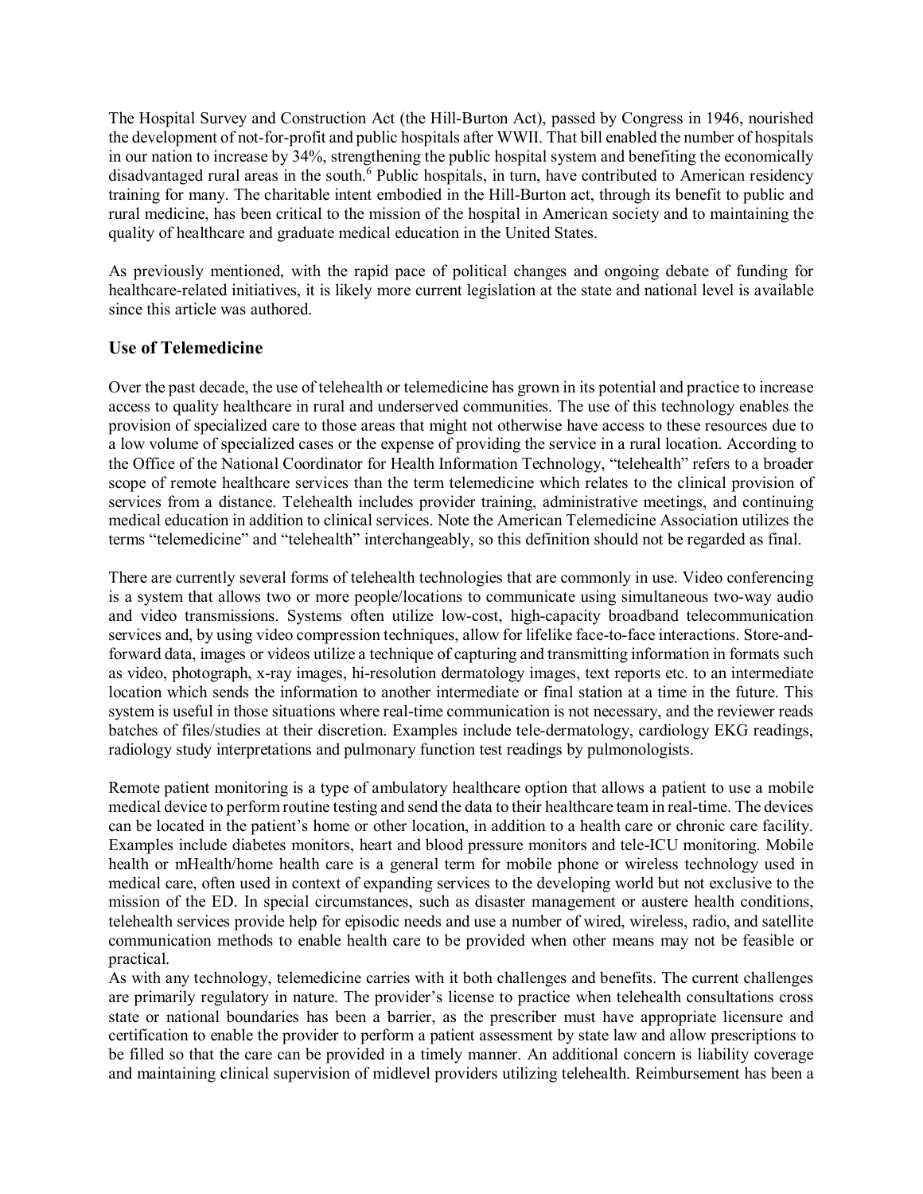The Hospital Survey and Construction Act (the Hill-Burton Act), passed by Congress in 1946, nourished the development of not-for-profit and public hospitals after WWII. That bill enabled the number of hospitals in our nation to increase by 34%, strengthening the public hospital system and benefiting the economically disadvantaged rural areas in the south.[6] Public hospitals, in turn, have contributed to American residency training for many. The charitable intent embodied in the Hill-Burton act, through its benefit to public and rural medicine, has been critical to the mission of the hospital in American society and to maintaining the quality of healthcare and graduate medical education in the United States.

As previously mentioned, with the rapid pace of political changes and ongoing debate of funding for healthcare-related initiatives, it is likely more current legislation at the state and national level is available since this article was authored.

### Use of Telemedicine

Over the past decade, the use of telehealth or telemedicine has grown in its potential and practice to increase access to quality healthcare in rural and underserved communities. The use of this technology enables the provision of specialized care to those areas that might not otherwise have access to these resources due to a low volume of specialized cases or the expense of providing the service in a rural location. According to the Office of the National Coordinator for Health Information Technology, "telehealth" refers to a broader scope of remote healthcare services than the term telemedicine which relates to the clinical provision of services from a distance. Telehealth includes provider training, administrative meetings, and continuing medical education in addition to clinical services. Note the American Telemedicine Association utilizes the terms "telemedicine" and "telehealth" interchangeably, so this definition should not be regarded as final.

There are currently several forms of telehealth technologies that are commonly in use. Video conferencing is a system that allows two or more people/locations to communicate using simultaneous two-way audio and video transmissions. Systems often utilize low-cost, high-capacity broadband telecommunication services and, by using video compression techniques, allow for lifelike face-to-face interactions. Store-and-forward data, images or videos utilize a technique of capturing and transmitting information in formats such as video, photograph, x-ray images, hi-resolution dermatology images, text reports etc. to an intermediate location which sends the information to another intermediate or final station at a time in the future. This system is useful in those situations where real-time communication is not necessary, and the reviewer reads batches of files/studies at their discretion. Examples include tele-dermatology, cardiology EKG readings, radiology study interpretations and pulmonary function test readings by pulmonologists.

Remote patient monitoring is a type of ambulatory healthcare option that allows a patient to use a mobile medical device to perform routine testing and send the data to their healthcare team in real-time. The devices can be located in the patient's home or other location, in addition to a health care or chronic care facility. Examples include diabetes monitors, heart and blood pressure monitors and tele-ICU monitoring. Mobile health or mHealth/home health care is a general term for mobile phone or wireless technology used in medical care, often used in context of expanding services to the developing world but not exclusive to the mission of the ED. In special circumstances, such as disaster management or austere health conditions, telehealth services provide help for episodic needs and use a number of wired, wireless, radio, and satellite communication methods to enable health care to be provided when other means may not be feasible or practical.

As with any technology, telemedicine carries with it both challenges and benefits. The current challenges are primarily regulatory in nature. The provider's license to practice when telehealth consultations cross state or national boundaries has been a barrier, as the prescriber must have appropriate licensure and certification to enable the provider to perform a patient assessment by state law and allow prescriptions to be filled so that the care can be provided in a timely manner. An additional concern is liability coverage and maintaining clinical supervision of midlevel providers utilizing telehealth. Reimbursement has been a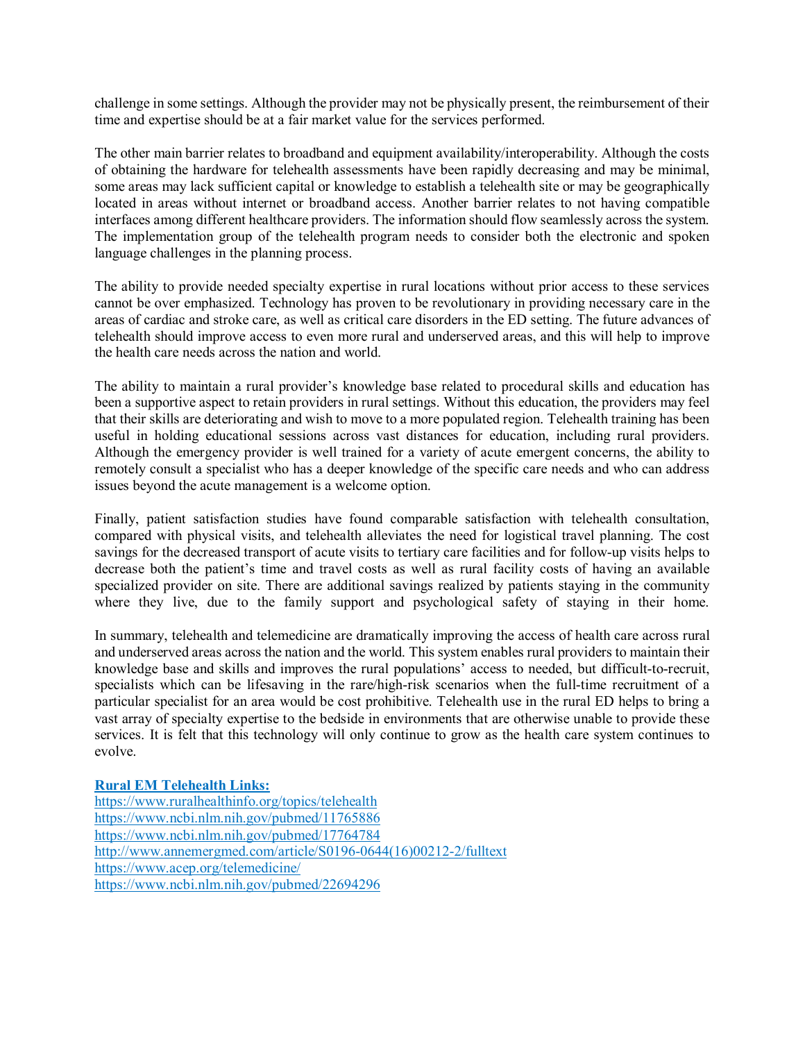challenge in some settings. Although the provider may not be physically present, the reimbursement of their time and expertise should be at a fair market value for the services performed.

The other main barrier relates to broadband and equipment availability/interoperability. Although the costs of obtaining the hardware for telehealth assessments have been rapidly decreasing and may be minimal, some areas may lack sufficient capital or knowledge to establish a telehealth site or may be geographically located in areas without internet or broadband access. Another barrier relates to not having compatible interfaces among different healthcare providers. The information should flow seamlessly across the system. The implementation group of the telehealth program needs to consider both the electronic and spoken language challenges in the planning process.

The ability to provide needed specialty expertise in rural locations without prior access to these services cannot be over emphasized. Technology has proven to be revolutionary in providing necessary care in the areas of cardiac and stroke care, as well as critical care disorders in the ED setting. The future advances of telehealth should improve access to even more rural and underserved areas, and this will help to improve the health care needs across the nation and world.

The ability to maintain a rural provider's knowledge base related to procedural skills and education has been a supportive aspect to retain providers in rural settings. Without this education, the providers may feel that their skills are deteriorating and wish to move to a more populated region. Telehealth training has been useful in holding educational sessions across vast distances for education, including rural providers. Although the emergency provider is well trained for a variety of acute emergent concerns, the ability to remotely consult a specialist who has a deeper knowledge of the specific care needs and who can address issues beyond the acute management is a welcome option.

Finally, patient satisfaction studies have found comparable satisfaction with telehealth consultation, compared with physical visits, and telehealth alleviates the need for logistical travel planning. The cost savings for the decreased transport of acute visits to tertiary care facilities and for follow-up visits helps to decrease both the patient's time and travel costs as well as rural facility costs of having an available specialized provider on site. There are additional savings realized by patients staying in the community where they live, due to the family support and psychological safety of staying in their home.

In summary, telehealth and telemedicine are dramatically improving the access of health care across rural and underserved areas across the nation and the world. This system enables rural providers to maintain their knowledge base and skills and improves the rural populations' access to needed, but difficult-to-recruit, specialists which can be lifesaving in the rare/high-risk scenarios when the full-time recruitment of a particular specialist for an area would be cost prohibitive. Telehealth use in the rural ED helps to bring a vast array of specialty expertise to the bedside in environments that are otherwise unable to provide these services. It is felt that this technology will only continue to grow as the health care system continues to evolve.

**Rural EM Telehealth Links:**

https://www.ruralhealthinfo.org/topics/telehealth
https://www.ncbi.nlm.nih.gov/pubmed/11765886
https://www.ncbi.nlm.nih.gov/pubmed/17764784
http://www.annemergmed.com/article/S0196-0644(16)00212-2/fulltext
https://www.acep.org/telemedicine/
https://www.ncbi.nlm.nih.gov/pubmed/22694296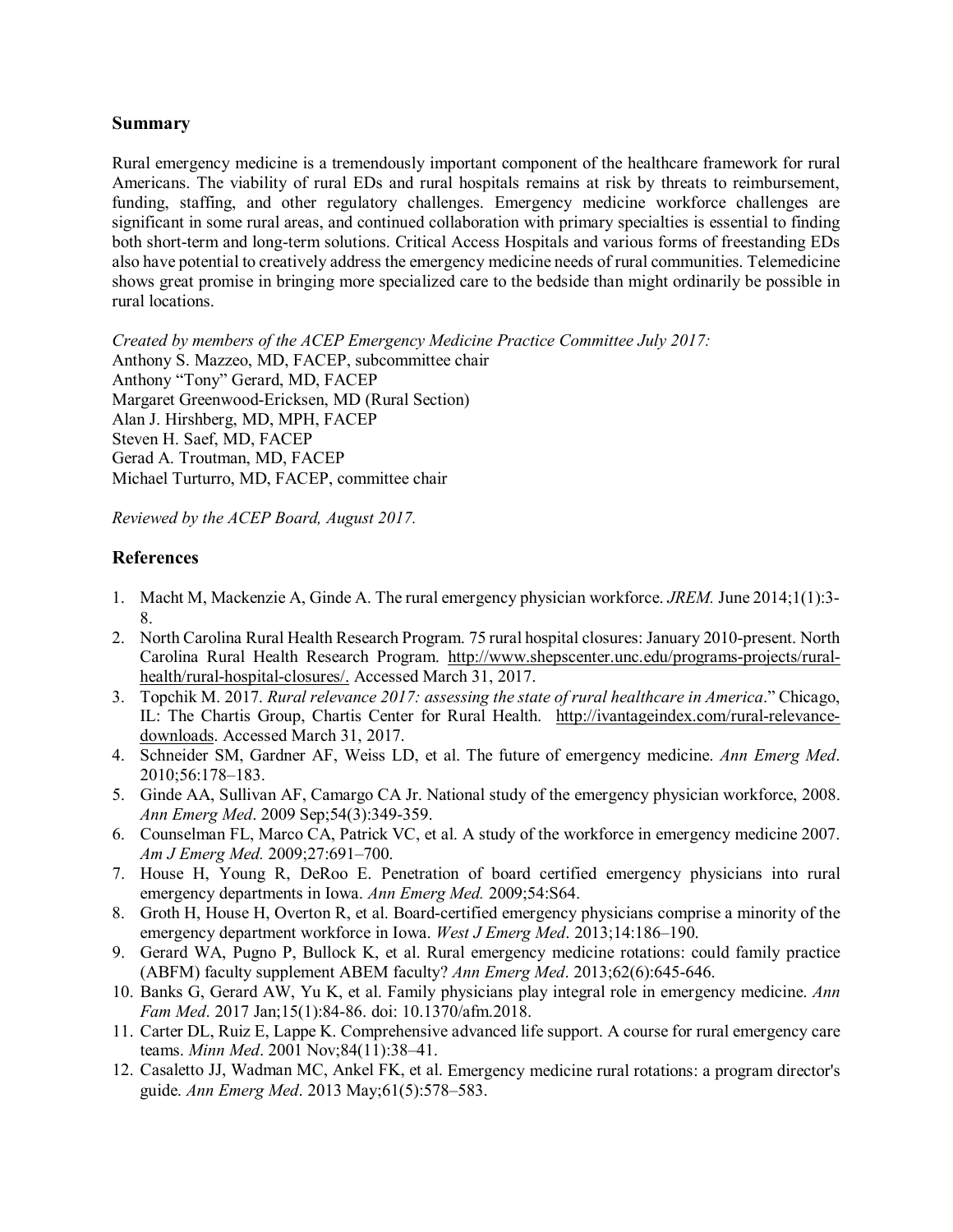## Summary

Rural emergency medicine is a tremendously important component of the healthcare framework for rural Americans. The viability of rural EDs and rural hospitals remains at risk by threats to reimbursement, funding, staffing, and other regulatory challenges. Emergency medicine workforce challenges are significant in some rural areas, and continued collaboration with primary specialties is essential to finding both short-term and long-term solutions. Critical Access Hospitals and various forms of freestanding EDs also have potential to creatively address the emergency medicine needs of rural communities. Telemedicine shows great promise in bringing more specialized care to the bedside than might ordinarily be possible in rural locations.

*Created by members of the ACEP Emergency Medicine Practice Committee July 2017:*
Anthony S. Mazzeo, MD, FACEP, subcommittee chair
Anthony "Tony" Gerard, MD, FACEP
Margaret Greenwood-Ericksen, MD (Rural Section)
Alan J. Hirshberg, MD, MPH, FACEP
Steven H. Saef, MD, FACEP
Gerad A. Troutman, MD, FACEP
Michael Turturro, MD, FACEP, committee chair

*Reviewed by the ACEP Board, August 2017.*

## References

1. Macht M, Mackenzie A, Ginde A. The rural emergency physician workforce. *JREM.* June 2014;1(1):3-8.
2. North Carolina Rural Health Research Program. 75 rural hospital closures: January 2010-present. North Carolina Rural Health Research Program. http://www.shepscenter.unc.edu/programs-projects/rural-health/rural-hospital-closures/. Accessed March 31, 2017.
3. Topchik M. 2017. *Rural relevance 2017: assessing the state of rural healthcare in America*." Chicago, IL: The Chartis Group, Chartis Center for Rural Health. http://ivantageindex.com/rural-relevance-downloads. Accessed March 31, 2017.
4. Schneider SM, Gardner AF, Weiss LD, et al. The future of emergency medicine. *Ann Emerg Med*. 2010;56:178–183.
5. Ginde AA, Sullivan AF, Camargo CA Jr. National study of the emergency physician workforce, 2008. *Ann Emerg Med*. 2009 Sep;54(3):349-359.
6. Counselman FL, Marco CA, Patrick VC, et al. A study of the workforce in emergency medicine 2007. *Am J Emerg Med.* 2009;27:691–700.
7. House H, Young R, DeRoo E. Penetration of board certified emergency physicians into rural emergency departments in Iowa. *Ann Emerg Med.* 2009;54:S64.
8. Groth H, House H, Overton R, et al. Board-certified emergency physicians comprise a minority of the emergency department workforce in Iowa. *West J Emerg Med*. 2013;14:186–190.
9. Gerard WA, Pugno P, Bullock K, et al. Rural emergency medicine rotations: could family practice (ABFM) faculty supplement ABEM faculty? *Ann Emerg Med*. 2013;62(6):645-646.
10. Banks G, Gerard AW, Yu K, et al. Family physicians play integral role in emergency medicine. *Ann Fam Med*. 2017 Jan;15(1):84-86. doi: 10.1370/afm.2018.
11. Carter DL, Ruiz E, Lappe K. Comprehensive advanced life support. A course for rural emergency care teams. *Minn Med*. 2001 Nov;84(11):38–41.
12. Casaletto JJ, Wadman MC, Ankel FK, et al. Emergency medicine rural rotations: a program director's guide. *Ann Emerg Med*. 2013 May;61(5):578–583.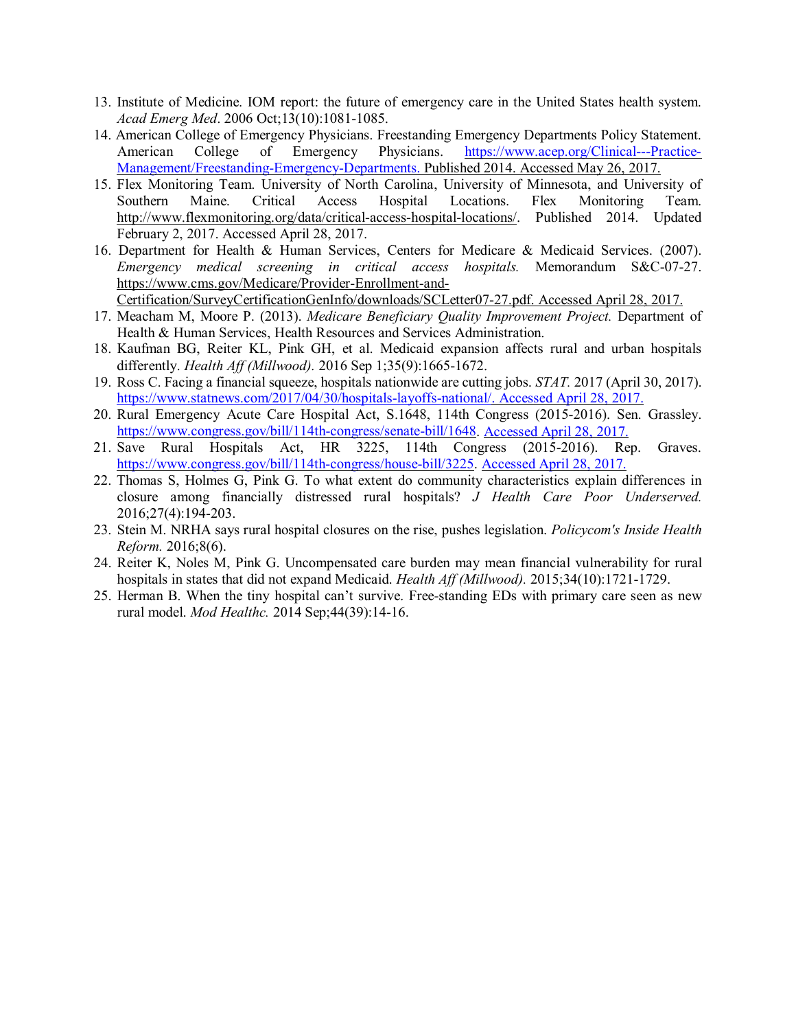13. Institute of Medicine. IOM report: the future of emergency care in the United States health system. *Acad Emerg Med*. 2006 Oct;13(10):1081-1085.
14. American College of Emergency Physicians. Freestanding Emergency Departments Policy Statement. American College of Emergency Physicians. https://www.acep.org/Clinical---Practice-Management/Freestanding-Emergency-Departments. Published 2014. Accessed May 26, 2017.
15. Flex Monitoring Team. University of North Carolina, University of Minnesota, and University of Southern Maine. Critical Access Hospital Locations. Flex Monitoring Team. http://www.flexmonitoring.org/data/critical-access-hospital-locations/. Published 2014. Updated February 2, 2017. Accessed April 28, 2017.
16. Department for Health & Human Services, Centers for Medicare & Medicaid Services. (2007). *Emergency medical screening in critical access hospitals.* Memorandum S&C-07-27. https://www.cms.gov/Medicare/Provider-Enrollment-and-Certification/SurveyCertificationGenInfo/downloads/SCLetter07-27.pdf. Accessed April 28, 2017.
17. Meacham M, Moore P. (2013). *Medicare Beneficiary Quality Improvement Project.* Department of Health & Human Services, Health Resources and Services Administration.
18. Kaufman BG, Reiter KL, Pink GH, et al. Medicaid expansion affects rural and urban hospitals differently. *Health Aff (Millwood).* 2016 Sep 1;35(9):1665-1672.
19. Ross C. Facing a financial squeeze, hospitals nationwide are cutting jobs. *STAT.* 2017 (April 30, 2017). https://www.statnews.com/2017/04/30/hospitals-layoffs-national/. Accessed April 28, 2017.
20. Rural Emergency Acute Care Hospital Act, S.1648, 114th Congress (2015-2016). Sen. Grassley. https://www.congress.gov/bill/114th-congress/senate-bill/1648. Accessed April 28, 2017.
21. Save Rural Hospitals Act, HR 3225, 114th Congress (2015-2016). Rep. Graves. https://www.congress.gov/bill/114th-congress/house-bill/3225. Accessed April 28, 2017.
22. Thomas S, Holmes G, Pink G. To what extent do community characteristics explain differences in closure among financially distressed rural hospitals? *J Health Care Poor Underserved.* 2016;27(4):194-203.
23. Stein M. NRHA says rural hospital closures on the rise, pushes legislation. *Policycom's Inside Health Reform.* 2016;8(6).
24. Reiter K, Noles M, Pink G. Uncompensated care burden may mean financial vulnerability for rural hospitals in states that did not expand Medicaid. *Health Aff (Millwood).* 2015;34(10):1721-1729.
25. Herman B. When the tiny hospital can't survive. Free-standing EDs with primary care seen as new rural model. *Mod Healthc.* 2014 Sep;44(39):14-16.